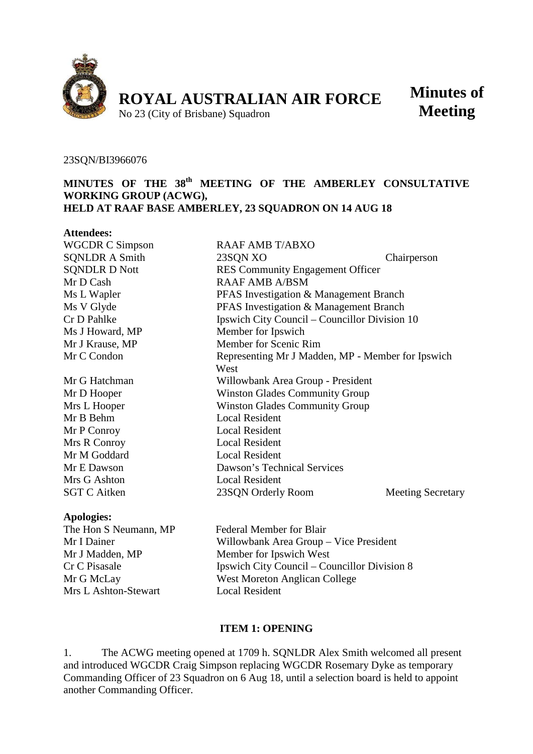**ROYAL AUSTRALIAN AIR FORCE**
No 23 (City of Brisbane) Squadron

**Minutes of Meeting**

23SQN/BI3966076

## MINUTES OF THE 38th MEETING OF THE AMBERLEY CONSULTATIVE WORKING GROUP (ACWG), HELD AT RAAF BASE AMBERLEY, 23 SQUADRON ON 14 AUG 18

**Attendees:**

| | | |
|---|---|---|
| WGCDR C Simpson | RAAF AMB T/ABXO | |
| SQNLDR A Smith | 23SQN XO | Chairperson |
| SQNDLR D Nott | RES Community Engagement Officer | |
| Mr D Cash | RAAF AMB A/BSM | |
| Ms L Wapler | PFAS Investigation & Management Branch | |
| Ms V Glyde | PFAS Investigation & Management Branch | |
| Cr D Pahlke | Ipswich City Council – Councillor Division 10 | |
| Ms J Howard, MP | Member for Ipswich | |
| Mr J Krause, MP | Member for Scenic Rim | |
| Mr C Condon | Representing Mr J Madden, MP - Member for Ipswich West | |
| Mr G Hatchman | Willowbank Area Group - President | |
| Mr D Hooper | Winston Glades Community Group | |
| Mrs L Hooper | Winston Glades Community Group | |
| Mr B Behm | Local Resident | |
| Mr P Conroy | Local Resident | |
| Mrs R Conroy | Local Resident | |
| Mr M Goddard | Local Resident | |
| Mr E Dawson | Dawson's Technical Services | |
| Mrs G Ashton | Local Resident | |
| SGT C Aitken | 23SQN Orderly Room | Meeting Secretary |

**Apologies:**

| | |
|---|---|
| The Hon S Neumann, MP | Federal Member for Blair |
| Mr I Dainer | Willowbank Area Group – Vice President |
| Mr J Madden, MP | Member for Ipswich West |
| Cr C Pisasale | Ipswich City Council – Councillor Division 8 |
| Mr G McLay | West Moreton Anglican College |
| Mrs L Ashton-Stewart | Local Resident |

### ITEM 1: OPENING

1. The ACWG meeting opened at 1709 h. SQNLDR Alex Smith welcomed all present and introduced WGCDR Craig Simpson replacing WGCDR Rosemary Dyke as temporary Commanding Officer of 23 Squadron on 6 Aug 18, until a selection board is held to appoint another Commanding Officer.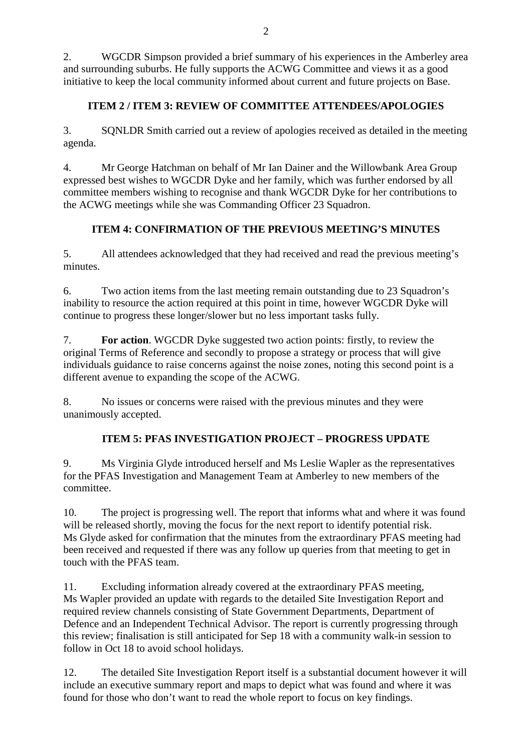2. WGCDR Simpson provided a brief summary of his experiences in the Amberley area and surrounding suburbs. He fully supports the ACWG Committee and views it as a good initiative to keep the local community informed about current and future projects on Base.

## ITEM 2 / ITEM 3: REVIEW OF COMMITTEE ATTENDEES/APOLOGIES

3. SQNLDR Smith carried out a review of apologies received as detailed in the meeting agenda.

4. Mr George Hatchman on behalf of Mr Ian Dainer and the Willowbank Area Group expressed best wishes to WGCDR Dyke and her family, which was further endorsed by all committee members wishing to recognise and thank WGCDR Dyke for her contributions to the ACWG meetings while she was Commanding Officer 23 Squadron.

## ITEM 4: CONFIRMATION OF THE PREVIOUS MEETING'S MINUTES

5. All attendees acknowledged that they had received and read the previous meeting's minutes.

6. Two action items from the last meeting remain outstanding due to 23 Squadron's inability to resource the action required at this point in time, however WGCDR Dyke will continue to progress these longer/slower but no less important tasks fully.

7. **For action**. WGCDR Dyke suggested two action points: firstly, to review the original Terms of Reference and secondly to propose a strategy or process that will give individuals guidance to raise concerns against the noise zones, noting this second point is a different avenue to expanding the scope of the ACWG.

8. No issues or concerns were raised with the previous minutes and they were unanimously accepted.

## ITEM 5: PFAS INVESTIGATION PROJECT – PROGRESS UPDATE

9. Ms Virginia Glyde introduced herself and Ms Leslie Wapler as the representatives for the PFAS Investigation and Management Team at Amberley to new members of the committee.

10. The project is progressing well. The report that informs what and where it was found will be released shortly, moving the focus for the next report to identify potential risk. Ms Glyde asked for confirmation that the minutes from the extraordinary PFAS meeting had been received and requested if there was any follow up queries from that meeting to get in touch with the PFAS team.

11. Excluding information already covered at the extraordinary PFAS meeting, Ms Wapler provided an update with regards to the detailed Site Investigation Report and required review channels consisting of State Government Departments, Department of Defence and an Independent Technical Advisor. The report is currently progressing through this review; finalisation is still anticipated for Sep 18 with a community walk-in session to follow in Oct 18 to avoid school holidays.

12. The detailed Site Investigation Report itself is a substantial document however it will include an executive summary report and maps to depict what was found and where it was found for those who don't want to read the whole report to focus on key findings.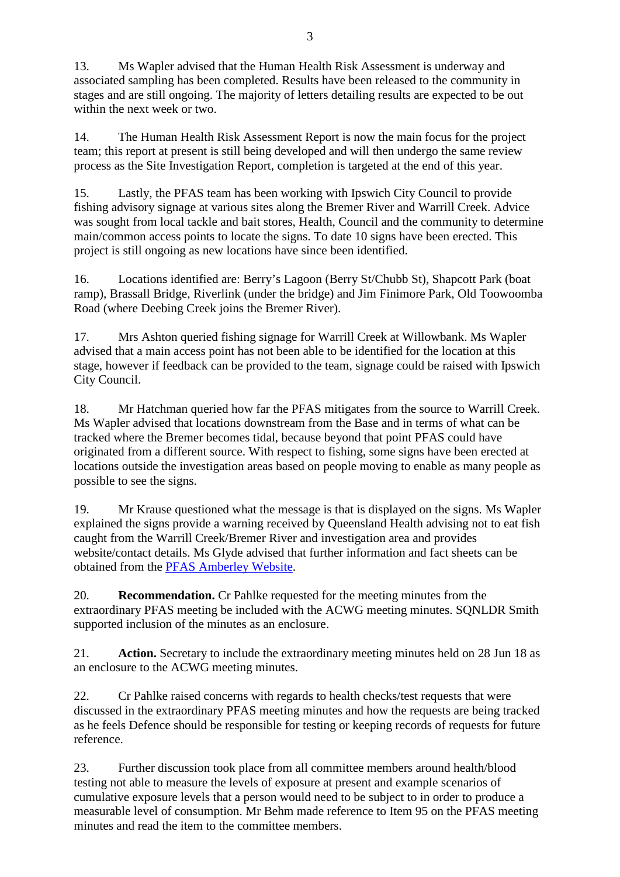13. Ms Wapler advised that the Human Health Risk Assessment is underway and associated sampling has been completed. Results have been released to the community in stages and are still ongoing. The majority of letters detailing results are expected to be out within the next week or two.

14. The Human Health Risk Assessment Report is now the main focus for the project team; this report at present is still being developed and will then undergo the same review process as the Site Investigation Report, completion is targeted at the end of this year.

15. Lastly, the PFAS team has been working with Ipswich City Council to provide fishing advisory signage at various sites along the Bremer River and Warrill Creek. Advice was sought from local tackle and bait stores, Health, Council and the community to determine main/common access points to locate the signs. To date 10 signs have been erected. This project is still ongoing as new locations have since been identified.

16. Locations identified are: Berry's Lagoon (Berry St/Chubb St), Shapcott Park (boat ramp), Brassall Bridge, Riverlink (under the bridge) and Jim Finimore Park, Old Toowoomba Road (where Deebing Creek joins the Bremer River).

17. Mrs Ashton queried fishing signage for Warrill Creek at Willowbank. Ms Wapler advised that a main access point has not been able to be identified for the location at this stage, however if feedback can be provided to the team, signage could be raised with Ipswich City Council.

18. Mr Hatchman queried how far the PFAS mitigates from the source to Warrill Creek. Ms Wapler advised that locations downstream from the Base and in terms of what can be tracked where the Bremer becomes tidal, because beyond that point PFAS could have originated from a different source. With respect to fishing, some signs have been erected at locations outside the investigation areas based on people moving to enable as many people as possible to see the signs.

19. Mr Krause questioned what the message is that is displayed on the signs. Ms Wapler explained the signs provide a warning received by Queensland Health advising not to eat fish caught from the Warrill Creek/Bremer River and investigation area and provides website/contact details. Ms Glyde advised that further information and fact sheets can be obtained from the [PFAS Amberley Website](PFAS Amberley Website).

20. **Recommendation.** Cr Pahlke requested for the meeting minutes from the extraordinary PFAS meeting be included with the ACWG meeting minutes. SQNLDR Smith supported inclusion of the minutes as an enclosure.

21. **Action.** Secretary to include the extraordinary meeting minutes held on 28 Jun 18 as an enclosure to the ACWG meeting minutes.

22. Cr Pahlke raised concerns with regards to health checks/test requests that were discussed in the extraordinary PFAS meeting minutes and how the requests are being tracked as he feels Defence should be responsible for testing or keeping records of requests for future reference.

23. Further discussion took place from all committee members around health/blood testing not able to measure the levels of exposure at present and example scenarios of cumulative exposure levels that a person would need to be subject to in order to produce a measurable level of consumption. Mr Behm made reference to Item 95 on the PFAS meeting minutes and read the item to the committee members.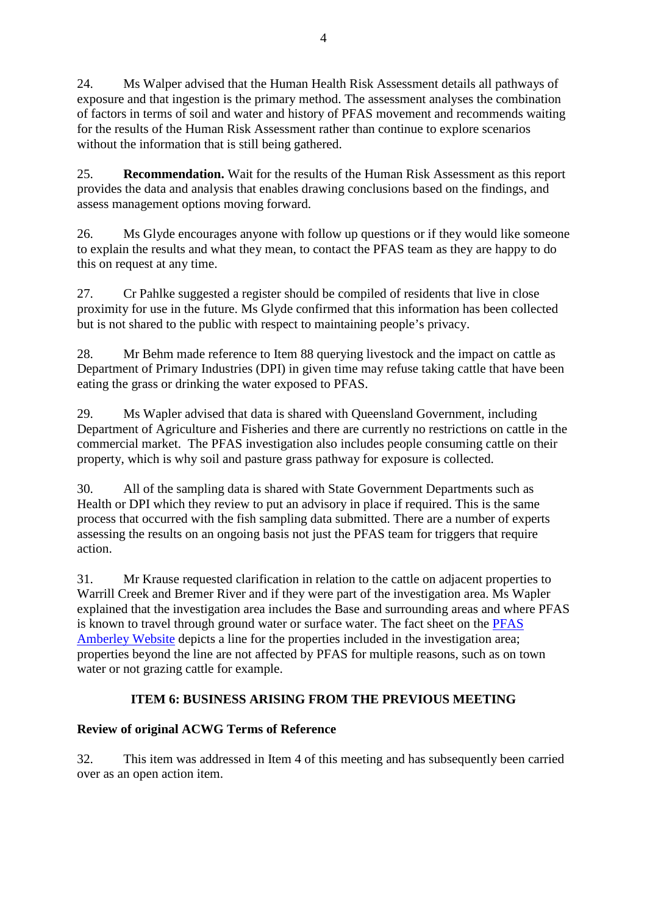24. Ms Walper advised that the Human Health Risk Assessment details all pathways of exposure and that ingestion is the primary method. The assessment analyses the combination of factors in terms of soil and water and history of PFAS movement and recommends waiting for the results of the Human Risk Assessment rather than continue to explore scenarios without the information that is still being gathered.

25. **Recommendation.** Wait for the results of the Human Risk Assessment as this report provides the data and analysis that enables drawing conclusions based on the findings, and assess management options moving forward.

26. Ms Glyde encourages anyone with follow up questions or if they would like someone to explain the results and what they mean, to contact the PFAS team as they are happy to do this on request at any time.

27. Cr Pahlke suggested a register should be compiled of residents that live in close proximity for use in the future. Ms Glyde confirmed that this information has been collected but is not shared to the public with respect to maintaining people's privacy.

28. Mr Behm made reference to Item 88 querying livestock and the impact on cattle as Department of Primary Industries (DPI) in given time may refuse taking cattle that have been eating the grass or drinking the water exposed to PFAS.

29. Ms Wapler advised that data is shared with Queensland Government, including Department of Agriculture and Fisheries and there are currently no restrictions on cattle in the commercial market. The PFAS investigation also includes people consuming cattle on their property, which is why soil and pasture grass pathway for exposure is collected.

30. All of the sampling data is shared with State Government Departments such as Health or DPI which they review to put an advisory in place if required. This is the same process that occurred with the fish sampling data submitted. There are a number of experts assessing the results on an ongoing basis not just the PFAS team for triggers that require action.

31. Mr Krause requested clarification in relation to the cattle on adjacent properties to Warrill Creek and Bremer River and if they were part of the investigation area. Ms Wapler explained that the investigation area includes the Base and surrounding areas and where PFAS is known to travel through ground water or surface water. The fact sheet on the PFAS Amberley Website depicts a line for the properties included in the investigation area; properties beyond the line are not affected by PFAS for multiple reasons, such as on town water or not grazing cattle for example.

**ITEM 6: BUSINESS ARISING FROM THE PREVIOUS MEETING**

**Review of original ACWG Terms of Reference**

32. This item was addressed in Item 4 of this meeting and has subsequently been carried over as an open action item.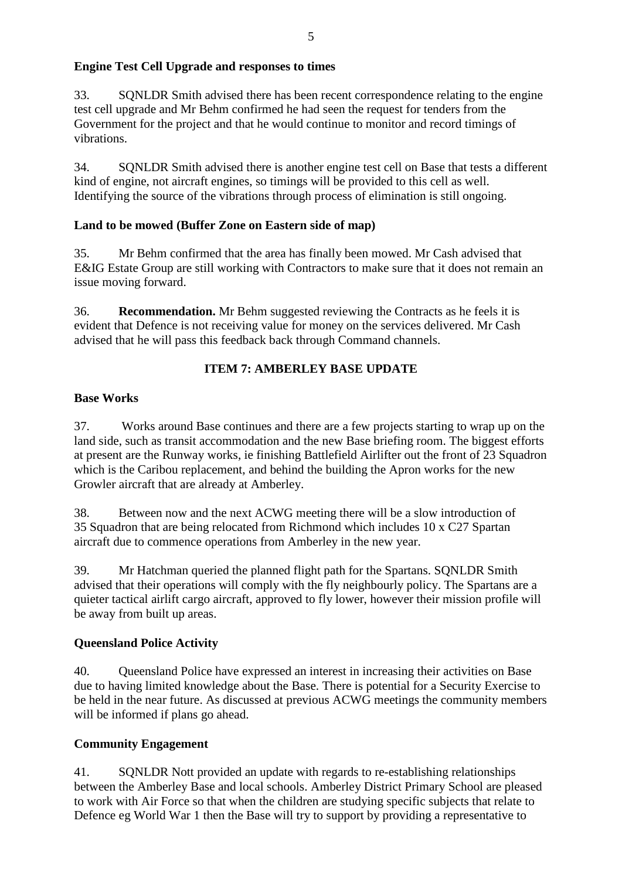**Engine Test Cell Upgrade and responses to times**

33. SQNLDR Smith advised there has been recent correspondence relating to the engine test cell upgrade and Mr Behm confirmed he had seen the request for tenders from the Government for the project and that he would continue to monitor and record timings of vibrations.

34. SQNLDR Smith advised there is another engine test cell on Base that tests a different kind of engine, not aircraft engines, so timings will be provided to this cell as well. Identifying the source of the vibrations through process of elimination is still ongoing.

**Land to be mowed (Buffer Zone on Eastern side of map)**

35. Mr Behm confirmed that the area has finally been mowed. Mr Cash advised that E&IG Estate Group are still working with Contractors to make sure that it does not remain an issue moving forward.

36. **Recommendation.** Mr Behm suggested reviewing the Contracts as he feels it is evident that Defence is not receiving value for money on the services delivered. Mr Cash advised that he will pass this feedback back through Command channels.

## ITEM 7: AMBERLEY BASE UPDATE

**Base Works**

37. Works around Base continues and there are a few projects starting to wrap up on the land side, such as transit accommodation and the new Base briefing room. The biggest efforts at present are the Runway works, ie finishing Battlefield Airlifter out the front of 23 Squadron which is the Caribou replacement, and behind the building the Apron works for the new Growler aircraft that are already at Amberley.

38. Between now and the next ACWG meeting there will be a slow introduction of 35 Squadron that are being relocated from Richmond which includes 10 x C27 Spartan aircraft due to commence operations from Amberley in the new year.

39. Mr Hatchman queried the planned flight path for the Spartans. SQNLDR Smith advised that their operations will comply with the fly neighbourly policy. The Spartans are a quieter tactical airlift cargo aircraft, approved to fly lower, however their mission profile will be away from built up areas.

**Queensland Police Activity**

40. Queensland Police have expressed an interest in increasing their activities on Base due to having limited knowledge about the Base. There is potential for a Security Exercise to be held in the near future. As discussed at previous ACWG meetings the community members will be informed if plans go ahead.

**Community Engagement**

41. SQNLDR Nott provided an update with regards to re-establishing relationships between the Amberley Base and local schools. Amberley District Primary School are pleased to work with Air Force so that when the children are studying specific subjects that relate to Defence eg World War 1 then the Base will try to support by providing a representative to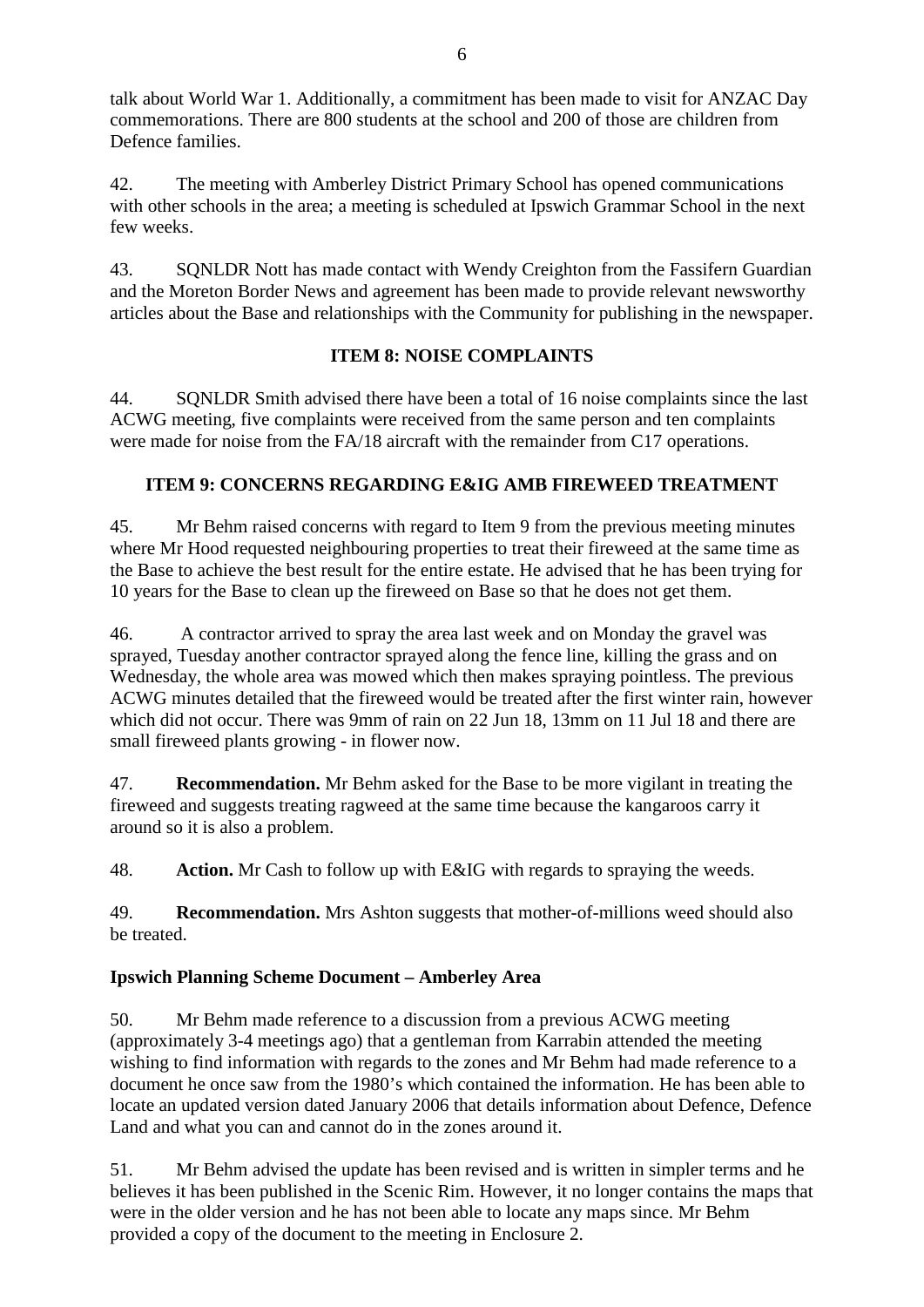talk about World War 1. Additionally, a commitment has been made to visit for ANZAC Day commemorations. There are 800 students at the school and 200 of those are children from Defence families.

42. The meeting with Amberley District Primary School has opened communications with other schools in the area; a meeting is scheduled at Ipswich Grammar School in the next few weeks.

43. SQNLDR Nott has made contact with Wendy Creighton from the Fassifern Guardian and the Moreton Border News and agreement has been made to provide relevant newsworthy articles about the Base and relationships with the Community for publishing in the newspaper.

## ITEM 8: NOISE COMPLAINTS

44. SQNLDR Smith advised there have been a total of 16 noise complaints since the last ACWG meeting, five complaints were received from the same person and ten complaints were made for noise from the FA/18 aircraft with the remainder from C17 operations.

## ITEM 9: CONCERNS REGARDING E&IG AMB FIREWEED TREATMENT

45. Mr Behm raised concerns with regard to Item 9 from the previous meeting minutes where Mr Hood requested neighbouring properties to treat their fireweed at the same time as the Base to achieve the best result for the entire estate. He advised that he has been trying for 10 years for the Base to clean up the fireweed on Base so that he does not get them.

46. A contractor arrived to spray the area last week and on Monday the gravel was sprayed, Tuesday another contractor sprayed along the fence line, killing the grass and on Wednesday, the whole area was mowed which then makes spraying pointless. The previous ACWG minutes detailed that the fireweed would be treated after the first winter rain, however which did not occur. There was 9mm of rain on 22 Jun 18, 13mm on 11 Jul 18 and there are small fireweed plants growing - in flower now.

47. **Recommendation.** Mr Behm asked for the Base to be more vigilant in treating the fireweed and suggests treating ragweed at the same time because the kangaroos carry it around so it is also a problem.

48. **Action.** Mr Cash to follow up with E&IG with regards to spraying the weeds.

49. **Recommendation.** Mrs Ashton suggests that mother-of-millions weed should also be treated.

### Ipswich Planning Scheme Document – Amberley Area

50. Mr Behm made reference to a discussion from a previous ACWG meeting (approximately 3-4 meetings ago) that a gentleman from Karrabin attended the meeting wishing to find information with regards to the zones and Mr Behm had made reference to a document he once saw from the 1980's which contained the information. He has been able to locate an updated version dated January 2006 that details information about Defence, Defence Land and what you can and cannot do in the zones around it.

51. Mr Behm advised the update has been revised and is written in simpler terms and he believes it has been published in the Scenic Rim. However, it no longer contains the maps that were in the older version and he has not been able to locate any maps since. Mr Behm provided a copy of the document to the meeting in Enclosure 2.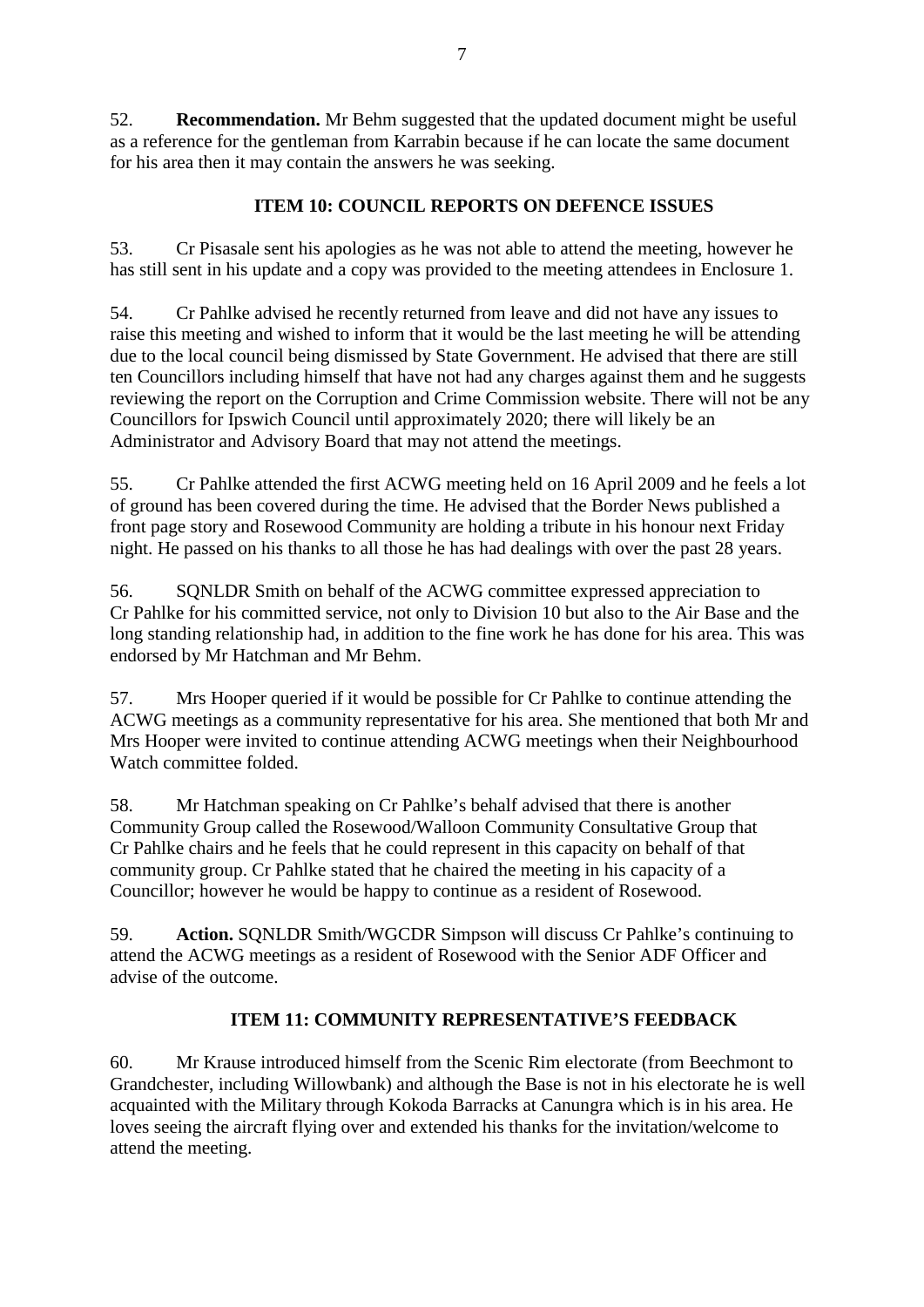52. **Recommendation.** Mr Behm suggested that the updated document might be useful as a reference for the gentleman from Karrabin because if he can locate the same document for his area then it may contain the answers he was seeking.

### ITEM 10: COUNCIL REPORTS ON DEFENCE ISSUES

53. Cr Pisasale sent his apologies as he was not able to attend the meeting, however he has still sent in his update and a copy was provided to the meeting attendees in Enclosure 1.

54. Cr Pahlke advised he recently returned from leave and did not have any issues to raise this meeting and wished to inform that it would be the last meeting he will be attending due to the local council being dismissed by State Government. He advised that there are still ten Councillors including himself that have not had any charges against them and he suggests reviewing the report on the Corruption and Crime Commission website. There will not be any Councillors for Ipswich Council until approximately 2020; there will likely be an Administrator and Advisory Board that may not attend the meetings.

55. Cr Pahlke attended the first ACWG meeting held on 16 April 2009 and he feels a lot of ground has been covered during the time. He advised that the Border News published a front page story and Rosewood Community are holding a tribute in his honour next Friday night. He passed on his thanks to all those he has had dealings with over the past 28 years.

56. SQNLDR Smith on behalf of the ACWG committee expressed appreciation to Cr Pahlke for his committed service, not only to Division 10 but also to the Air Base and the long standing relationship had, in addition to the fine work he has done for his area. This was endorsed by Mr Hatchman and Mr Behm.

57. Mrs Hooper queried if it would be possible for Cr Pahlke to continue attending the ACWG meetings as a community representative for his area. She mentioned that both Mr and Mrs Hooper were invited to continue attending ACWG meetings when their Neighbourhood Watch committee folded.

58. Mr Hatchman speaking on Cr Pahlke's behalf advised that there is another Community Group called the Rosewood/Walloon Community Consultative Group that Cr Pahlke chairs and he feels that he could represent in this capacity on behalf of that community group. Cr Pahlke stated that he chaired the meeting in his capacity of a Councillor; however he would be happy to continue as a resident of Rosewood.

59. **Action.** SQNLDR Smith/WGCDR Simpson will discuss Cr Pahlke's continuing to attend the ACWG meetings as a resident of Rosewood with the Senior ADF Officer and advise of the outcome.

### ITEM 11: COMMUNITY REPRESENTATIVE'S FEEDBACK

60. Mr Krause introduced himself from the Scenic Rim electorate (from Beechmont to Grandchester, including Willowbank) and although the Base is not in his electorate he is well acquainted with the Military through Kokoda Barracks at Canungra which is in his area. He loves seeing the aircraft flying over and extended his thanks for the invitation/welcome to attend the meeting.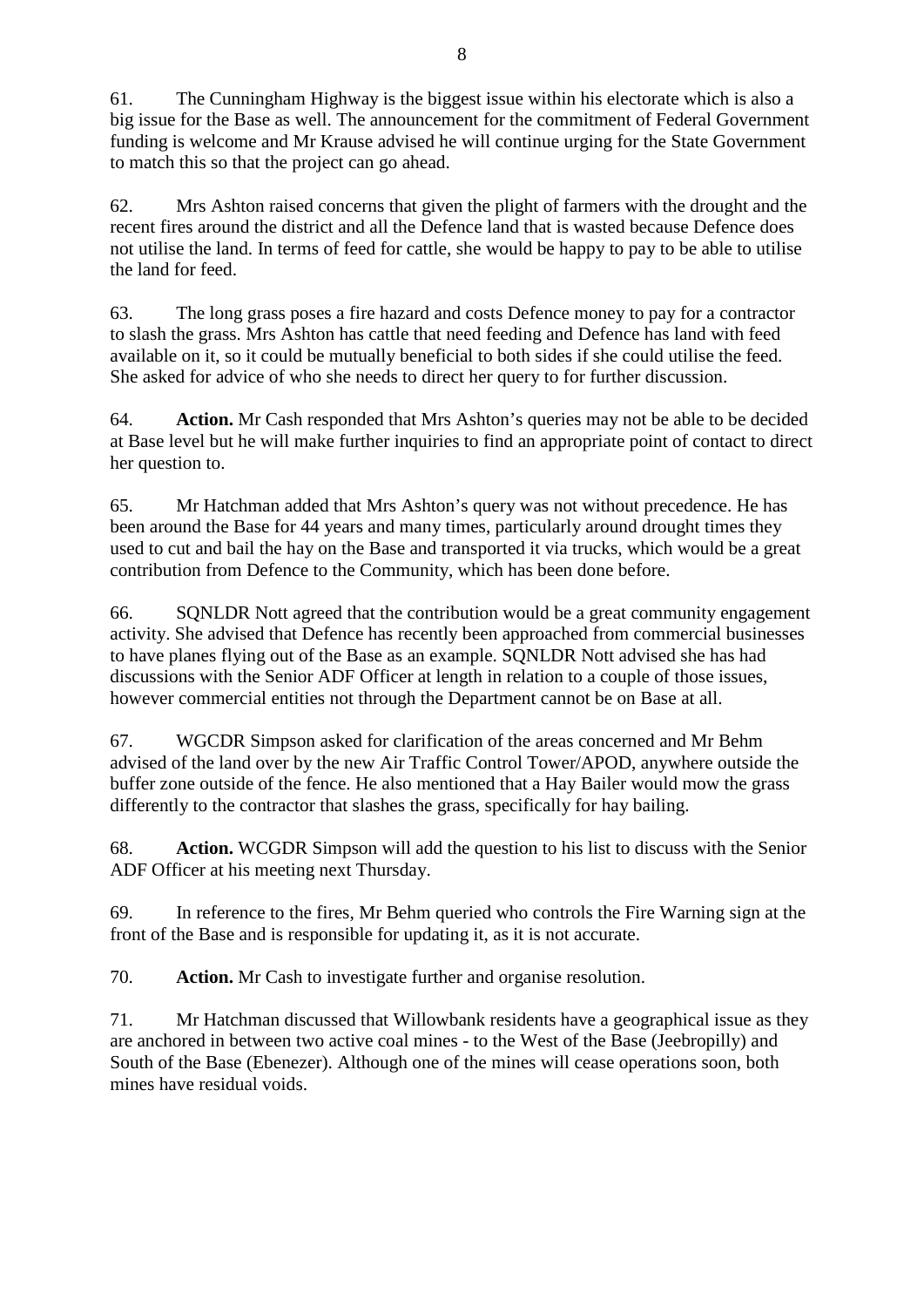61. The Cunningham Highway is the biggest issue within his electorate which is also a big issue for the Base as well. The announcement for the commitment of Federal Government funding is welcome and Mr Krause advised he will continue urging for the State Government to match this so that the project can go ahead.

62. Mrs Ashton raised concerns that given the plight of farmers with the drought and the recent fires around the district and all the Defence land that is wasted because Defence does not utilise the land. In terms of feed for cattle, she would be happy to pay to be able to utilise the land for feed.

63. The long grass poses a fire hazard and costs Defence money to pay for a contractor to slash the grass. Mrs Ashton has cattle that need feeding and Defence has land with feed available on it, so it could be mutually beneficial to both sides if she could utilise the feed. She asked for advice of who she needs to direct her query to for further discussion.

64. **Action.** Mr Cash responded that Mrs Ashton's queries may not be able to be decided at Base level but he will make further inquiries to find an appropriate point of contact to direct her question to.

65. Mr Hatchman added that Mrs Ashton's query was not without precedence. He has been around the Base for 44 years and many times, particularly around drought times they used to cut and bail the hay on the Base and transported it via trucks, which would be a great contribution from Defence to the Community, which has been done before.

66. SQNLDR Nott agreed that the contribution would be a great community engagement activity. She advised that Defence has recently been approached from commercial businesses to have planes flying out of the Base as an example. SQNLDR Nott advised she has had discussions with the Senior ADF Officer at length in relation to a couple of those issues, however commercial entities not through the Department cannot be on Base at all.

67. WGCDR Simpson asked for clarification of the areas concerned and Mr Behm advised of the land over by the new Air Traffic Control Tower/APOD, anywhere outside the buffer zone outside of the fence. He also mentioned that a Hay Bailer would mow the grass differently to the contractor that slashes the grass, specifically for hay bailing.

68. **Action.** WCGDR Simpson will add the question to his list to discuss with the Senior ADF Officer at his meeting next Thursday.

69. In reference to the fires, Mr Behm queried who controls the Fire Warning sign at the front of the Base and is responsible for updating it, as it is not accurate.

70. **Action.** Mr Cash to investigate further and organise resolution.

71. Mr Hatchman discussed that Willowbank residents have a geographical issue as they are anchored in between two active coal mines - to the West of the Base (Jeebropilly) and South of the Base (Ebenezer). Although one of the mines will cease operations soon, both mines have residual voids.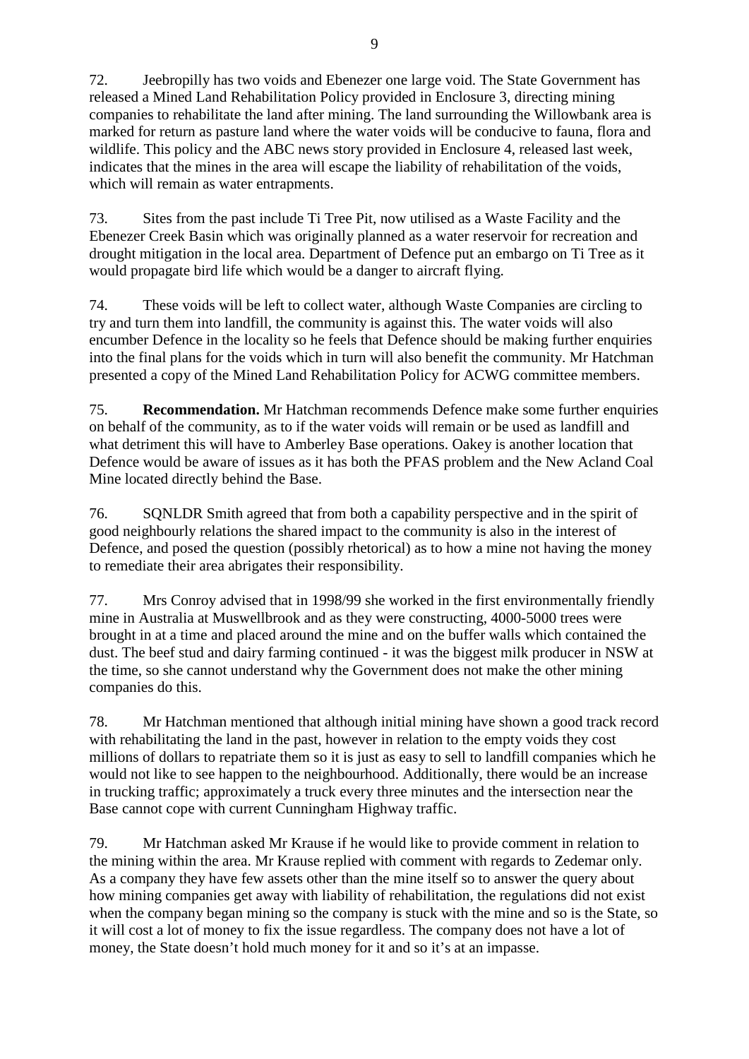72. Jeebropilly has two voids and Ebenezer one large void. The State Government has released a Mined Land Rehabilitation Policy provided in Enclosure 3, directing mining companies to rehabilitate the land after mining. The land surrounding the Willowbank area is marked for return as pasture land where the water voids will be conducive to fauna, flora and wildlife. This policy and the ABC news story provided in Enclosure 4, released last week, indicates that the mines in the area will escape the liability of rehabilitation of the voids, which will remain as water entrapments.

73. Sites from the past include Ti Tree Pit, now utilised as a Waste Facility and the Ebenezer Creek Basin which was originally planned as a water reservoir for recreation and drought mitigation in the local area. Department of Defence put an embargo on Ti Tree as it would propagate bird life which would be a danger to aircraft flying.

74. These voids will be left to collect water, although Waste Companies are circling to try and turn them into landfill, the community is against this. The water voids will also encumber Defence in the locality so he feels that Defence should be making further enquiries into the final plans for the voids which in turn will also benefit the community. Mr Hatchman presented a copy of the Mined Land Rehabilitation Policy for ACWG committee members.

75. **Recommendation.** Mr Hatchman recommends Defence make some further enquiries on behalf of the community, as to if the water voids will remain or be used as landfill and what detriment this will have to Amberley Base operations. Oakey is another location that Defence would be aware of issues as it has both the PFAS problem and the New Acland Coal Mine located directly behind the Base.

76. SQNLDR Smith agreed that from both a capability perspective and in the spirit of good neighbourly relations the shared impact to the community is also in the interest of Defence, and posed the question (possibly rhetorical) as to how a mine not having the money to remediate their area abrogates their responsibility.

77. Mrs Conroy advised that in 1998/99 she worked in the first environmentally friendly mine in Australia at Muswellbrook and as they were constructing, 4000-5000 trees were brought in at a time and placed around the mine and on the buffer walls which contained the dust. The beef stud and dairy farming continued - it was the biggest milk producer in NSW at the time, so she cannot understand why the Government does not make the other mining companies do this.

78. Mr Hatchman mentioned that although initial mining have shown a good track record with rehabilitating the land in the past, however in relation to the empty voids they cost millions of dollars to repatriate them so it is just as easy to sell to landfill companies which he would not like to see happen to the neighbourhood. Additionally, there would be an increase in trucking traffic; approximately a truck every three minutes and the intersection near the Base cannot cope with current Cunningham Highway traffic.

79. Mr Hatchman asked Mr Krause if he would like to provide comment in relation to the mining within the area. Mr Krause replied with comment with regards to Zedemar only. As a company they have few assets other than the mine itself so to answer the query about how mining companies get away with liability of rehabilitation, the regulations did not exist when the company began mining so the company is stuck with the mine and so is the State, so it will cost a lot of money to fix the issue regardless. The company does not have a lot of money, the State doesn't hold much money for it and so it's at an impasse.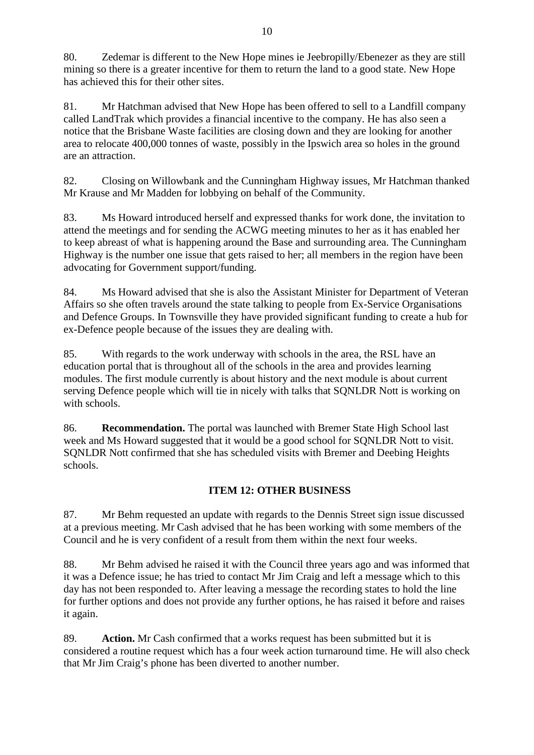80. Zedemar is different to the New Hope mines ie Jeebropilly/Ebenezer as they are still mining so there is a greater incentive for them to return the land to a good state. New Hope has achieved this for their other sites.

81. Mr Hatchman advised that New Hope has been offered to sell to a Landfill company called LandTrak which provides a financial incentive to the company. He has also seen a notice that the Brisbane Waste facilities are closing down and they are looking for another area to relocate 400,000 tonnes of waste, possibly in the Ipswich area so holes in the ground are an attraction.

82. Closing on Willowbank and the Cunningham Highway issues, Mr Hatchman thanked Mr Krause and Mr Madden for lobbying on behalf of the Community.

83. Ms Howard introduced herself and expressed thanks for work done, the invitation to attend the meetings and for sending the ACWG meeting minutes to her as it has enabled her to keep abreast of what is happening around the Base and surrounding area. The Cunningham Highway is the number one issue that gets raised to her; all members in the region have been advocating for Government support/funding.

84. Ms Howard advised that she is also the Assistant Minister for Department of Veteran Affairs so she often travels around the state talking to people from Ex-Service Organisations and Defence Groups. In Townsville they have provided significant funding to create a hub for ex-Defence people because of the issues they are dealing with.

85. With regards to the work underway with schools in the area, the RSL have an education portal that is throughout all of the schools in the area and provides learning modules. The first module currently is about history and the next module is about current serving Defence people which will tie in nicely with talks that SQNLDR Nott is working on with schools.

86. **Recommendation.** The portal was launched with Bremer State High School last week and Ms Howard suggested that it would be a good school for SQNLDR Nott to visit. SQNLDR Nott confirmed that she has scheduled visits with Bremer and Deebing Heights schools.

## ITEM 12: OTHER BUSINESS

87. Mr Behm requested an update with regards to the Dennis Street sign issue discussed at a previous meeting. Mr Cash advised that he has been working with some members of the Council and he is very confident of a result from them within the next four weeks.

88. Mr Behm advised he raised it with the Council three years ago and was informed that it was a Defence issue; he has tried to contact Mr Jim Craig and left a message which to this day has not been responded to. After leaving a message the recording states to hold the line for further options and does not provide any further options, he has raised it before and raises it again.

89. **Action.** Mr Cash confirmed that a works request has been submitted but it is considered a routine request which has a four week action turnaround time. He will also check that Mr Jim Craig's phone has been diverted to another number.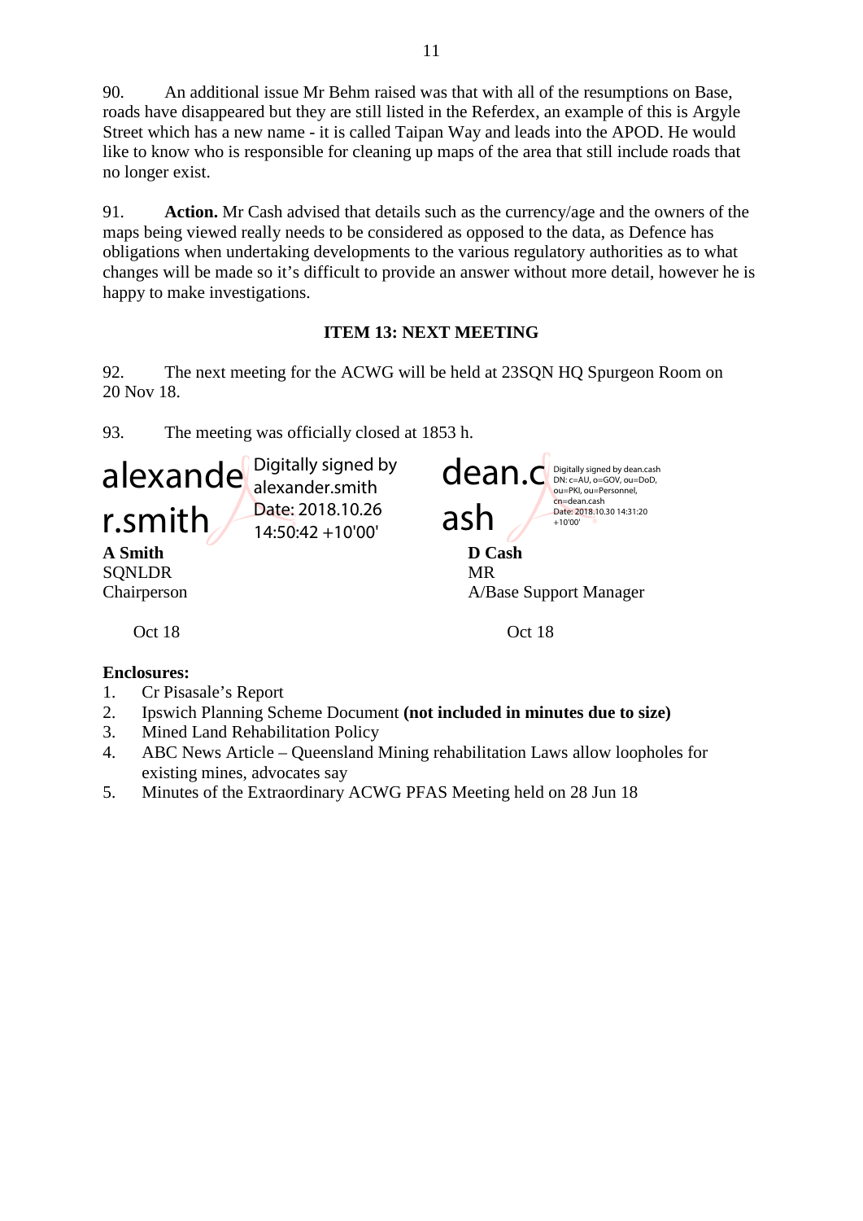90. An additional issue Mr Behm raised was that with all of the resumptions on Base, roads have disappeared but they are still listed in the Referdex, an example of this is Argyle Street which has a new name - it is called Taipan Way and leads into the APOD. He would like to know who is responsible for cleaning up maps of the area that still include roads that no longer exist.

91. **Action.** Mr Cash advised that details such as the currency/age and the owners of the maps being viewed really needs to be considered as opposed to the data, as Defence has obligations when undertaking developments to the various regulatory authorities as to what changes will be made so it's difficult to provide an answer without more detail, however he is happy to make investigations.

**ITEM 13: NEXT MEETING**

92. The next meeting for the ACWG will be held at 23SQN HQ Spurgeon Room on 20 Nov 18.

93. The meeting was officially closed at 1853 h.

alexander.smith
Digitally signed by alexander.smith
Date: 2018.10.26 14:50:42 +10'00'

**A Smith**
SQNLDR
Chairperson

Oct 18

dean.cash
Digitally signed by dean.cash
DN: c=AU, o=GOV, ou=DoD, ou=PKI, ou=Personnel, cn=dean.cash
Date: 2018.10.30 14:31:20 +10'00'

**D Cash**
MR
A/Base Support Manager

Oct 18

**Enclosures:**

1. Cr Pisasale's Report
2. Ipswich Planning Scheme Document **(not included in minutes due to size)**
3. Mined Land Rehabilitation Policy
4. ABC News Article – Queensland Mining rehabilitation Laws allow loopholes for existing mines, advocates say
5. Minutes of the Extraordinary ACWG PFAS Meeting held on 28 Jun 18